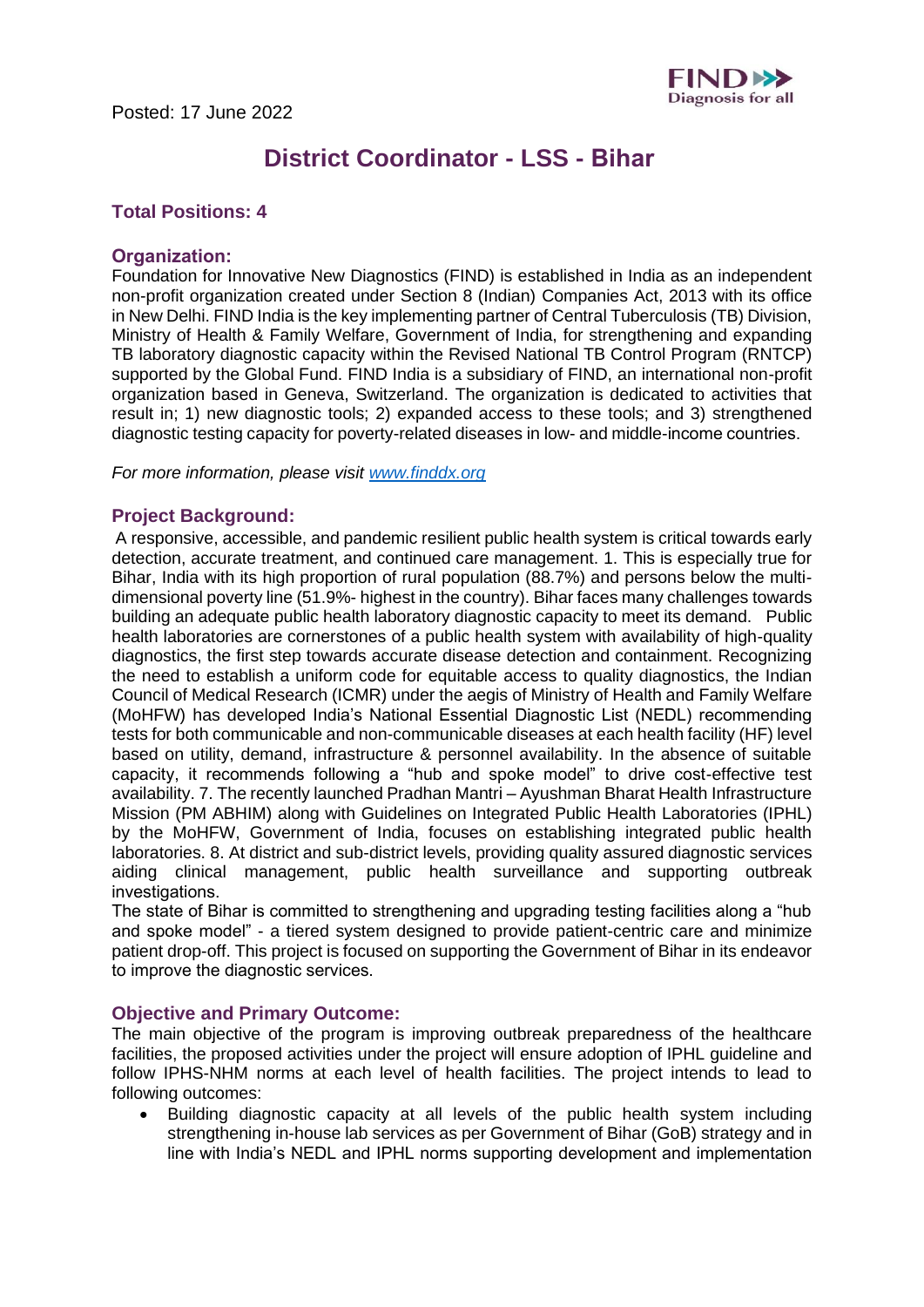Posted: 17 June 2022

# District Coordinator - LSS - Bihar

## Total Positions: 4

## Organization:

Foundation for Innovative New Diagnostics (FIND) is established in India as an independent non-profit organization created under Section 8 (Indian) Companies Act, 2013 with its office in New Delhi. FIND India is the key implementing partner of Central Tuberculosis (TB) Division, Ministry of Health & Family Welfare, Government of India, for strengthening and expanding TB laboratory diagnostic capacity within the Revised National TB Control Program (RNTCP) supported by the Global Fund. FIND India is a subsidiary of FIND, an international non-profit organization based in Geneva, Switzerland. The organization is dedicated to activities that result in; 1) new diagnostic tools; 2) expanded access to these tools; and 3) strengthened diagnostic testing capacity for poverty-related diseases in low- and middle-income countries.

*For more information, please visit [www.finddx.org](www.finddx.org)*

## Project Background:

A responsive, accessible, and pandemic resilient public health system is critical towards early detection, accurate treatment, and continued care management. 1. This is especially true for Bihar, India with its high proportion of rural population (88.7%) and persons below the multi-dimensional poverty line (51.9%- highest in the country). Bihar faces many challenges towards building an adequate public health laboratory diagnostic capacity to meet its demand. Public health laboratories are cornerstones of a public health system with availability of high-quality diagnostics, the first step towards accurate disease detection and containment. Recognizing the need to establish a uniform code for equitable access to quality diagnostics, the Indian Council of Medical Research (ICMR) under the aegis of Ministry of Health and Family Welfare (MoHFW) has developed India's National Essential Diagnostic List (NEDL) recommending tests for both communicable and non-communicable diseases at each health facility (HF) level based on utility, demand, infrastructure & personnel availability. In the absence of suitable capacity, it recommends following a "hub and spoke model" to drive cost-effective test availability. 7. The recently launched Pradhan Mantri – Ayushman Bharat Health Infrastructure Mission (PM ABHIM) along with Guidelines on Integrated Public Health Laboratories (IPHL) by the MoHFW, Government of India, focuses on establishing integrated public health laboratories. 8. At district and sub-district levels, providing quality assured diagnostic services aiding clinical management, public health surveillance and supporting outbreak investigations.

The state of Bihar is committed to strengthening and upgrading testing facilities along a "hub and spoke model" - a tiered system designed to provide patient-centric care and minimize patient drop-off. This project is focused on supporting the Government of Bihar in its endeavor to improve the diagnostic services.

## Objective and Primary Outcome:

The main objective of the program is improving outbreak preparedness of the healthcare facilities, the proposed activities under the project will ensure adoption of IPHL guideline and follow IPHS-NHM norms at each level of health facilities. The project intends to lead to following outcomes:

- Building diagnostic capacity at all levels of the public health system including strengthening in-house lab services as per Government of Bihar (GoB) strategy and in line with India's NEDL and IPHL norms supporting development and implementation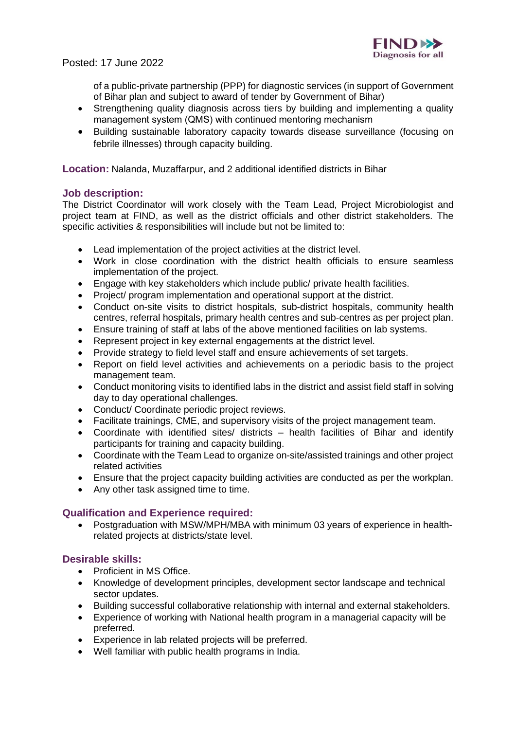of a public-private partnership (PPP) for diagnostic services (in support of Government of Bihar plan and subject to award of tender by Government of Bihar)
- Strengthening quality diagnosis across tiers by building and implementing a quality management system (QMS) with continued mentoring mechanism
- Building sustainable laboratory capacity towards disease surveillance (focusing on febrile illnesses) through capacity building.

**Location:** Nalanda, Muzaffarpur, and 2 additional identified districts in Bihar

## Job description:

The District Coordinator will work closely with the Team Lead, Project Microbiologist and project team at FIND, as well as the district officials and other district stakeholders. The specific activities & responsibilities will include but not be limited to:

- Lead implementation of the project activities at the district level.
- Work in close coordination with the district health officials to ensure seamless implementation of the project.
- Engage with key stakeholders which include public/ private health facilities.
- Project/ program implementation and operational support at the district.
- Conduct on-site visits to district hospitals, sub-district hospitals, community health centres, referral hospitals, primary health centres and sub-centres as per project plan.
- Ensure training of staff at labs of the above mentioned facilities on lab systems.
- Represent project in key external engagements at the district level.
- Provide strategy to field level staff and ensure achievements of set targets.
- Report on field level activities and achievements on a periodic basis to the project management team.
- Conduct monitoring visits to identified labs in the district and assist field staff in solving day to day operational challenges.
- Conduct/ Coordinate periodic project reviews.
- Facilitate trainings, CME, and supervisory visits of the project management team.
- Coordinate with identified sites/ districts – health facilities of Bihar and identify participants for training and capacity building.
- Coordinate with the Team Lead to organize on-site/assisted trainings and other project related activities
- Ensure that the project capacity building activities are conducted as per the workplan.
- Any other task assigned time to time.

## Qualification and Experience required:

- Postgraduation with MSW/MPH/MBA with minimum 03 years of experience in health-related projects at districts/state level.

## Desirable skills:

- Proficient in MS Office.
- Knowledge of development principles, development sector landscape and technical sector updates.
- Building successful collaborative relationship with internal and external stakeholders.
- Experience of working with National health program in a managerial capacity will be preferred.
- Experience in lab related projects will be preferred.
- Well familiar with public health programs in India.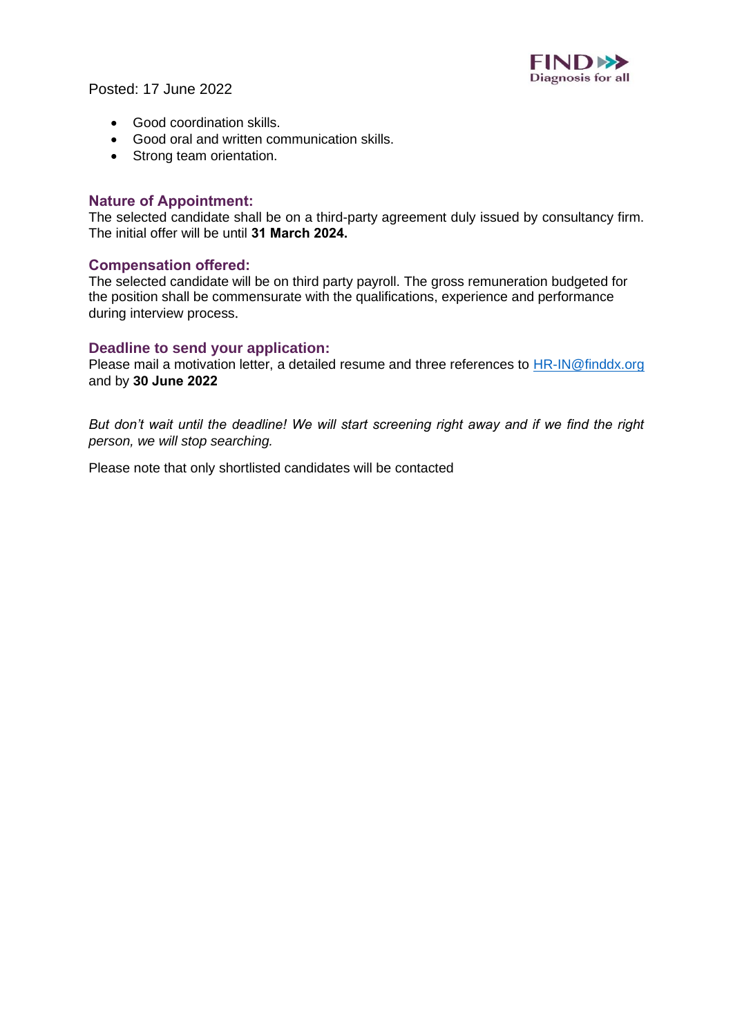Posted: 17 June 2022

- Good coordination skills.
- Good oral and written communication skills.
- Strong team orientation.

### Nature of Appointment:

The selected candidate shall be on a third-party agreement duly issued by consultancy firm. The initial offer will be until **31 March 2024.**

### Compensation offered:

The selected candidate will be on third party payroll. The gross remuneration budgeted for the position shall be commensurate with the qualifications, experience and performance during interview process.

### Deadline to send your application:

Please mail a motivation letter, a detailed resume and three references to [HR-IN@finddx.org](mailto:HR-IN@finddx.org) and by **30 June 2022**

*But don't wait until the deadline! We will start screening right away and if we find the right person, we will stop searching.*

Please note that only shortlisted candidates will be contacted